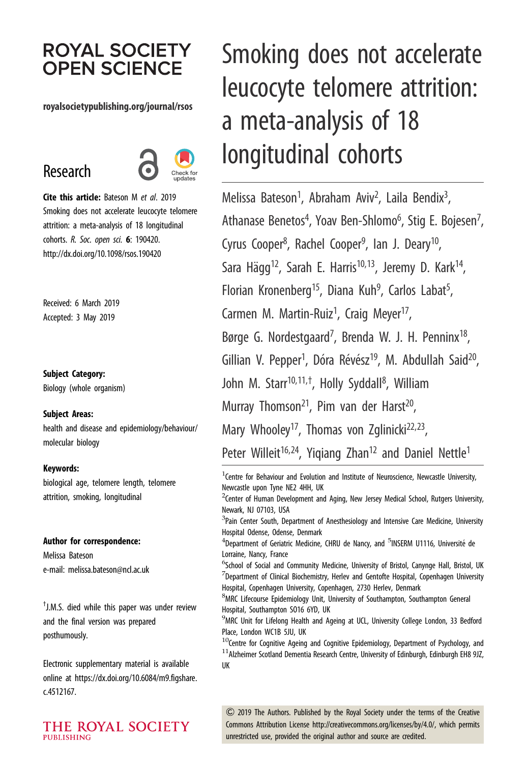# ROYAL SOCIETY OPEN SCIENCE

royalsocietypublishing.org/journal/rsos

## Research

**Cite this article:** Bateson M *et al*. 2019 Smoking does not accelerate leucocyte telomere attrition: a meta-analysis of 18 longitudinal cohorts. *R. Soc. open sci.* **6**: 190420. http://dx.doi.org/10.1098/rsos.190420

Received: 6 March 2019
Accepted: 3 May 2019

**Subject Category:**
Biology (whole organism)

**Subject Areas:**
health and disease and epidemiology/behaviour/molecular biology

**Keywords:**
biological age, telomere length, telomere attrition, smoking, longitudinal

**Author for correspondence:**
Melissa Bateson
e-mail: melissa.bateson@ncl.ac.uk

†J.M.S. died while this paper was under review and the final version was prepared posthumously.

Electronic supplementary material is available online at https://dx.doi.org/10.6084/m9.figshare.c.4512167.

# Smoking does not accelerate leucocyte telomere attrition: a meta-analysis of 18 longitudinal cohorts

Melissa Bateson[1], Abraham Aviv[2], Laila Bendix[3], Athanase Benetos[4], Yoav Ben-Shlomo[6], Stig E. Bojesen[7], Cyrus Cooper[8], Rachel Cooper[9], Ian J. Deary[10], Sara Hägg[12], Sarah E. Harris[10,13], Jeremy D. Kark[14], Florian Kronenberg[15], Diana Kuh[9], Carlos Labat[5], Carmen M. Martin-Ruiz[1], Craig Meyer[17], Børge G. Nordestgaard[7], Brenda W. J. H. Penninx[18], Gillian V. Pepper[1], Dóra Révész[19], M. Abdullah Said[20], John M. Starr[10,11,†], Holly Syddall[8], William Murray Thomson[21], Pim van der Harst[20], Mary Whooley[17], Thomas von Zglinicki[22,23], Peter Willeit[16,24], Yiqiang Zhan[12] and Daniel Nettle[1]

[1]Centre for Behaviour and Evolution and Institute of Neuroscience, Newcastle University, Newcastle upon Tyne NE2 4HH, UK
[2]Center of Human Development and Aging, New Jersey Medical School, Rutgers University, Newark, NJ 07103, USA
[3]Pain Center South, Department of Anesthesiology and Intensive Care Medicine, University Hospital Odense, Odense, Denmark
[4]Department of Geriatric Medicine, CHRU de Nancy, and [5]INSERM U1116, Université de Lorraine, Nancy, France
[6]School of Social and Community Medicine, University of Bristol, Canynge Hall, Bristol, UK
[7]Department of Clinical Biochemistry, Herlev and Gentofte Hospital, Copenhagen University Hospital, Copenhagen University, Copenhagen, 2730 Herlev, Denmark
[8]MRC Lifecourse Epidemiology Unit, University of Southampton, Southampton General Hospital, Southampton SO16 6YD, UK
[9]MRC Unit for Lifelong Health and Ageing at UCL, University College London, 33 Bedford Place, London WC1B 5JU, UK
[10]Centre for Cognitive Ageing and Cognitive Epidemiology, Department of Psychology, and [11]Alzheimer Scotland Dementia Research Centre, University of Edinburgh, Edinburgh EH8 9JZ, UK

© 2019 The Authors. Published by the Royal Society under the terms of the Creative Commons Attribution License http://creativecommons.org/licenses/by/4.0/, which permits unrestricted use, provided the original author and source are credited.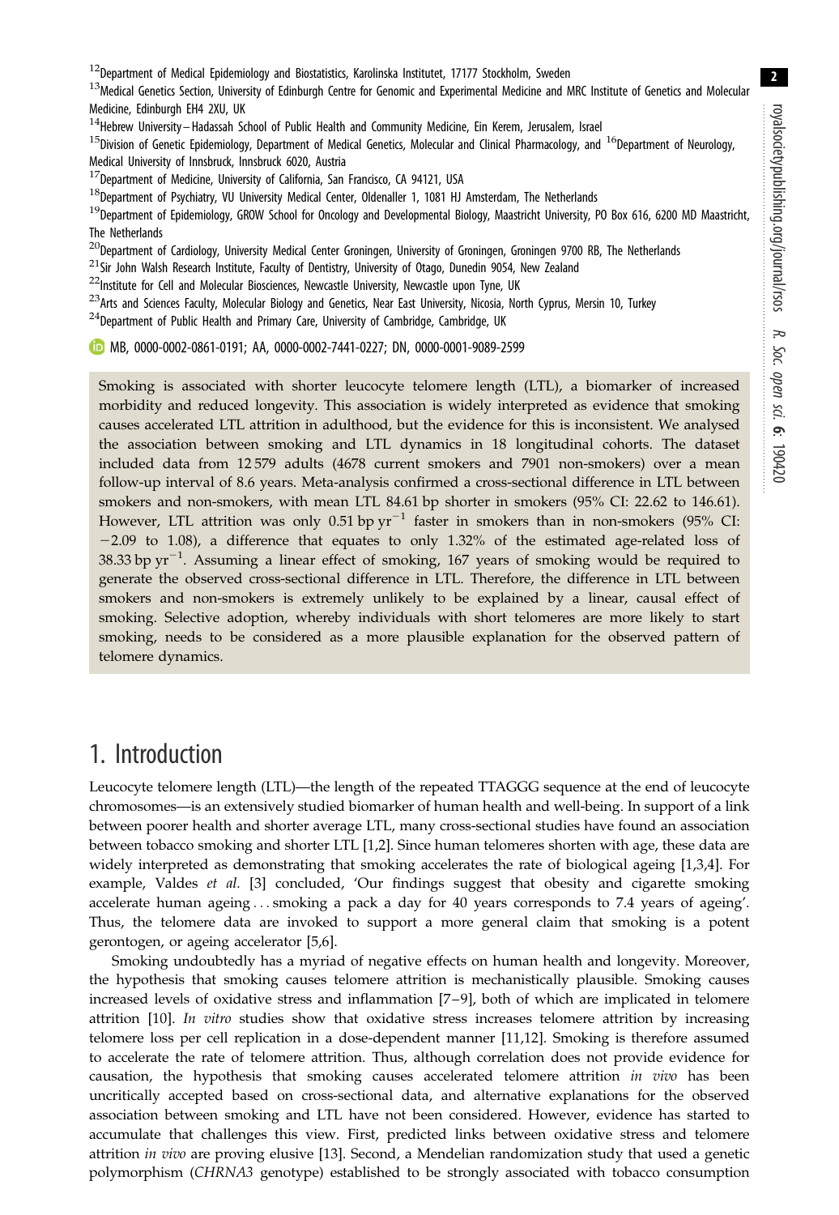[12]Department of Medical Epidemiology and Biostatistics, Karolinska Institutet, 17177 Stockholm, Sweden

[13]Medical Genetics Section, University of Edinburgh Centre for Genomic and Experimental Medicine and MRC Institute of Genetics and Molecular Medicine, Edinburgh EH4 2XU, UK

[14]Hebrew University – Hadassah School of Public Health and Community Medicine, Ein Kerem, Jerusalem, Israel

[15]Division of Genetic Epidemiology, Department of Medical Genetics, Molecular and Clinical Pharmacology, and [16]Department of Neurology, Medical University of Innsbruck, Innsbruck 6020, Austria

[17]Department of Medicine, University of California, San Francisco, CA 94121, USA

[18]Department of Psychiatry, VU University Medical Center, Oldenaller 1, 1081 HJ Amsterdam, The Netherlands

[19]Department of Epidemiology, GROW School for Oncology and Developmental Biology, Maastricht University, PO Box 616, 6200 MD Maastricht, The Netherlands

[20]Department of Cardiology, University Medical Center Groningen, University of Groningen, Groningen 9700 RB, The Netherlands

[21]Sir John Walsh Research Institute, Faculty of Dentistry, University of Otago, Dunedin 9054, New Zealand

[22]Institute for Cell and Molecular Biosciences, Newcastle University, Newcastle upon Tyne, UK

[23]Arts and Sciences Faculty, Molecular Biology and Genetics, Near East University, Nicosia, North Cyprus, Mersin 10, Turkey

[24]Department of Public Health and Primary Care, University of Cambridge, Cambridge, UK

MB, 0000-0002-0861-0191; AA, 0000-0002-7441-0227; DN, 0000-0001-9089-2599

Smoking is associated with shorter leucocyte telomere length (LTL), a biomarker of increased morbidity and reduced longevity. This association is widely interpreted as evidence that smoking causes accelerated LTL attrition in adulthood, but the evidence for this is inconsistent. We analysed the association between smoking and LTL dynamics in 18 longitudinal cohorts. The dataset included data from 12 579 adults (4678 current smokers and 7901 non-smokers) over a mean follow-up interval of 8.6 years. Meta-analysis confirmed a cross-sectional difference in LTL between smokers and non-smokers, with mean LTL 84.61 bp shorter in smokers (95% CI: 22.62 to 146.61). However, LTL attrition was only 0.51 bp $yr^{-1}$ faster in smokers than in non-smokers (95% CI: $-2.09$ to 1.08), a difference that equates to only 1.32% of the estimated age-related loss of 38.33 bp $yr^{-1}$. Assuming a linear effect of smoking, 167 years of smoking would be required to generate the observed cross-sectional difference in LTL. Therefore, the difference in LTL between smokers and non-smokers is extremely unlikely to be explained by a linear, causal effect of smoking. Selective adoption, whereby individuals with short telomeres are more likely to start smoking, needs to be considered as a more plausible explanation for the observed pattern of telomere dynamics.

# 1. Introduction

Leucocyte telomere length (LTL)—the length of the repeated TTAGGG sequence at the end of leucocyte chromosomes—is an extensively studied biomarker of human health and well-being. In support of a link between poorer health and shorter average LTL, many cross-sectional studies have found an association between tobacco smoking and shorter LTL [1,2]. Since human telomeres shorten with age, these data are widely interpreted as demonstrating that smoking accelerates the rate of biological ageing [1,3,4]. For example, Valdes *et al.* [3] concluded, 'Our findings suggest that obesity and cigarette smoking accelerate human ageing ... smoking a pack a day for 40 years corresponds to 7.4 years of ageing'. Thus, the telomere data are invoked to support a more general claim that smoking is a potent gerontogen, or ageing accelerator [5,6].

Smoking undoubtedly has a myriad of negative effects on human health and longevity. Moreover, the hypothesis that smoking causes telomere attrition is mechanistically plausible. Smoking causes increased levels of oxidative stress and inflammation [7–9], both of which are implicated in telomere attrition [10]. *In vitro* studies show that oxidative stress increases telomere attrition by increasing telomere loss per cell replication in a dose-dependent manner [11,12]. Smoking is therefore assumed to accelerate the rate of telomere attrition. Thus, although correlation does not provide evidence for causation, the hypothesis that smoking causes accelerated telomere attrition *in vivo* has been uncritically accepted based on cross-sectional data, and alternative explanations for the observed association between smoking and LTL have not been considered. However, evidence has started to accumulate that challenges this view. First, predicted links between oxidative stress and telomere attrition *in vivo* are proving elusive [13]. Second, a Mendelian randomization study that used a genetic polymorphism (*CHRNA3* genotype) established to be strongly associated with tobacco consumption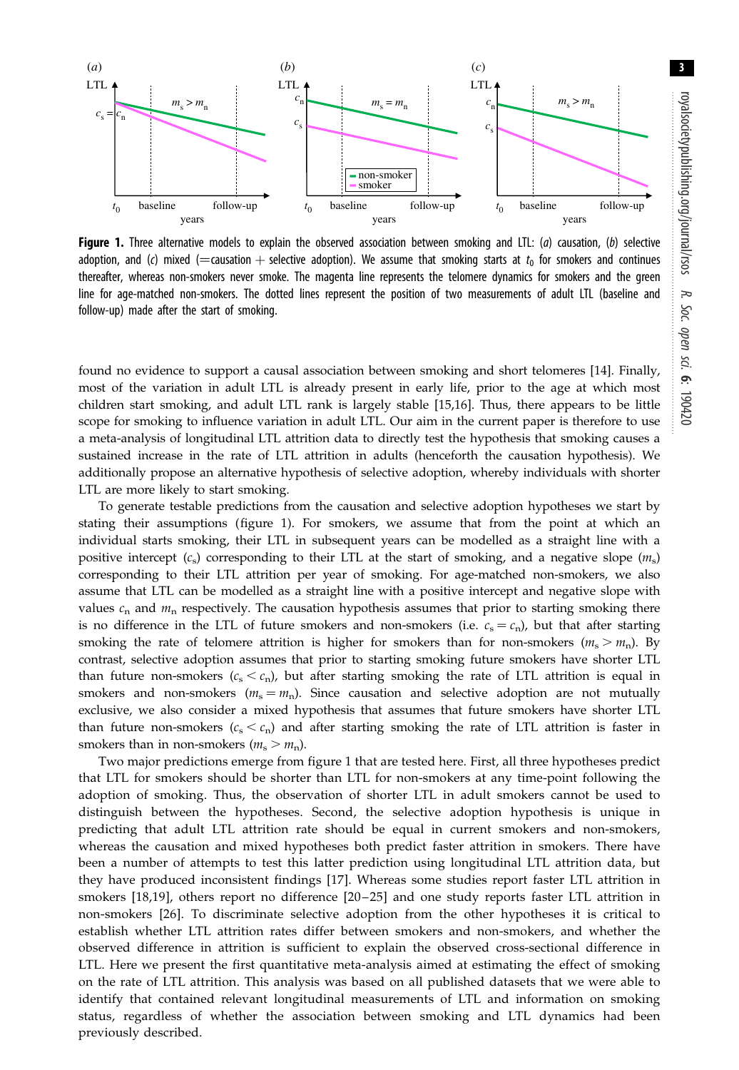**Figure 1.** Three alternative models to explain the observed association between smoking and LTL: (*a*) causation, (*b*) selective adoption, and (*c*) mixed (=causation + selective adoption). We assume that smoking starts at $t_0$ for smokers and continues thereafter, whereas non-smokers never smoke. The magenta line represents the telomere dynamics for smokers and the green line for age-matched non-smokers. The dotted lines represent the position of two measurements of adult LTL (baseline and follow-up) made after the start of smoking.

found no evidence to support a causal association between smoking and short telomeres [14]. Finally, most of the variation in adult LTL is already present in early life, prior to the age at which most children start smoking, and adult LTL rank is largely stable [15,16]. Thus, there appears to be little scope for smoking to influence variation in adult LTL. Our aim in the current paper is therefore to use a meta-analysis of longitudinal LTL attrition data to directly test the hypothesis that smoking causes a sustained increase in the rate of LTL attrition in adults (henceforth the causation hypothesis). We additionally propose an alternative hypothesis of selective adoption, whereby individuals with shorter LTL are more likely to start smoking.

To generate testable predictions from the causation and selective adoption hypotheses we start by stating their assumptions (figure 1). For smokers, we assume that from the point at which an individual starts smoking, their LTL in subsequent years can be modelled as a straight line with a positive intercept ($c_s$) corresponding to their LTL at the start of smoking, and a negative slope ($m_s$) corresponding to their LTL attrition per year of smoking. For age-matched non-smokers, we also assume that LTL can be modelled as a straight line with a positive intercept and negative slope with values $c_n$ and $m_n$ respectively. The causation hypothesis assumes that prior to starting smoking there is no difference in the LTL of future smokers and non-smokers (i.e. $c_s = c_n$), but that after starting smoking the rate of telomere attrition is higher for smokers than for non-smokers ($m_s > m_n$). By contrast, selective adoption assumes that prior to starting smoking future smokers have shorter LTL than future non-smokers ($c_s < c_n$), but after starting smoking the rate of LTL attrition is equal in smokers and non-smokers ($m_s = m_n$). Since causation and selective adoption are not mutually exclusive, we also consider a mixed hypothesis that assumes that future smokers have shorter LTL than future non-smokers ($c_s < c_n$) and after starting smoking the rate of LTL attrition is faster in smokers than in non-smokers ($m_s > m_n$).

Two major predictions emerge from figure 1 that are tested here. First, all three hypotheses predict that LTL for smokers should be shorter than LTL for non-smokers at any time-point following the adoption of smoking. Thus, the observation of shorter LTL in adult smokers cannot be used to distinguish between the hypotheses. Second, the selective adoption hypothesis is unique in predicting that adult LTL attrition rate should be equal in current smokers and non-smokers, whereas the causation and mixed hypotheses both predict faster attrition in smokers. There have been a number of attempts to test this latter prediction using longitudinal LTL attrition data, but they have produced inconsistent findings [17]. Whereas some studies report faster LTL attrition in smokers [18,19], others report no difference [20–25] and one study reports faster LTL attrition in non-smokers [26]. To discriminate selective adoption from the other hypotheses it is critical to establish whether LTL attrition rates differ between smokers and non-smokers, and whether the observed difference in attrition is sufficient to explain the observed cross-sectional difference in LTL. Here we present the first quantitative meta-analysis aimed at estimating the effect of smoking on the rate of LTL attrition. This analysis was based on all published datasets that we were able to identify that contained relevant longitudinal measurements of LTL and information on smoking status, regardless of whether the association between smoking and LTL dynamics had been previously described.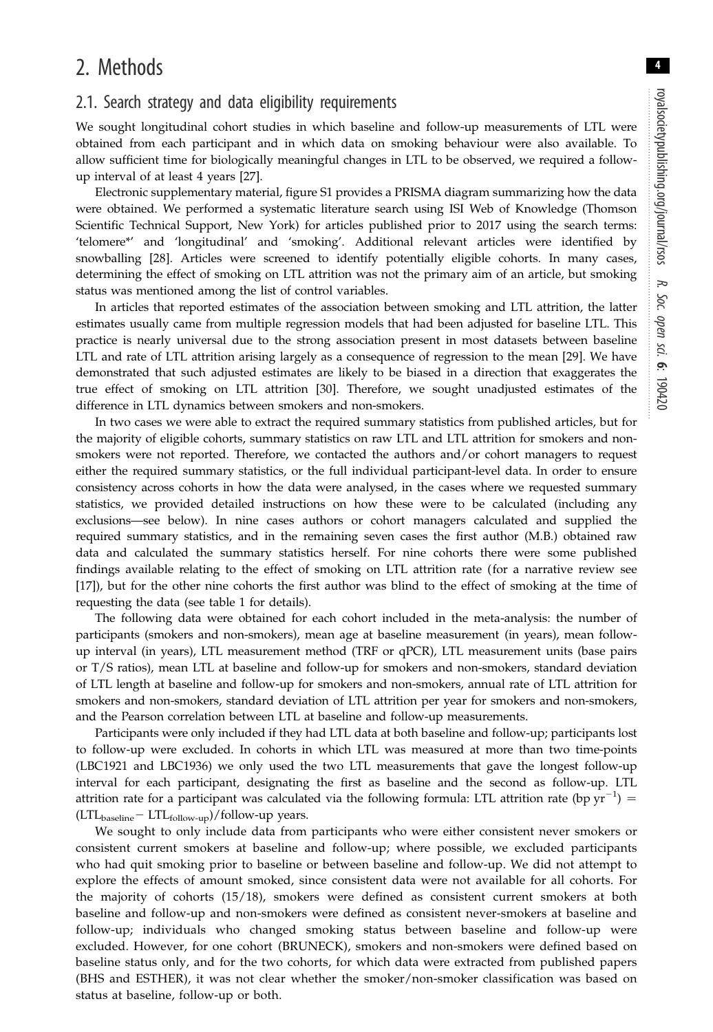# 2. Methods

## 2.1. Search strategy and data eligibility requirements

We sought longitudinal cohort studies in which baseline and follow-up measurements of LTL were obtained from each participant and in which data on smoking behaviour were also available. To allow sufficient time for biologically meaningful changes in LTL to be observed, we required a follow-up interval of at least 4 years [27].

Electronic supplementary material, figure S1 provides a PRISMA diagram summarizing how the data were obtained. We performed a systematic literature search using ISI Web of Knowledge (Thomson Scientific Technical Support, New York) for articles published prior to 2017 using the search terms: 'telomere*' and 'longitudinal' and 'smoking'. Additional relevant articles were identified by snowballing [28]. Articles were screened to identify potentially eligible cohorts. In many cases, determining the effect of smoking on LTL attrition was not the primary aim of an article, but smoking status was mentioned among the list of control variables.

In articles that reported estimates of the association between smoking and LTL attrition, the latter estimates usually came from multiple regression models that had been adjusted for baseline LTL. This practice is nearly universal due to the strong association present in most datasets between baseline LTL and rate of LTL attrition arising largely as a consequence of regression to the mean [29]. We have demonstrated that such adjusted estimates are likely to be biased in a direction that exaggerates the true effect of smoking on LTL attrition [30]. Therefore, we sought unadjusted estimates of the difference in LTL dynamics between smokers and non-smokers.

In two cases we were able to extract the required summary statistics from published articles, but for the majority of eligible cohorts, summary statistics on raw LTL and LTL attrition for smokers and non-smokers were not reported. Therefore, we contacted the authors and/or cohort managers to request either the required summary statistics, or the full individual participant-level data. In order to ensure consistency across cohorts in how the data were analysed, in the cases where we requested summary statistics, we provided detailed instructions on how these were to be calculated (including any exclusions—see below). In nine cases authors or cohort managers calculated and supplied the required summary statistics, and in the remaining seven cases the first author (M.B.) obtained raw data and calculated the summary statistics herself. For nine cohorts there were some published findings available relating to the effect of smoking on LTL attrition rate (for a narrative review see [17]), but for the other nine cohorts the first author was blind to the effect of smoking at the time of requesting the data (see table 1 for details).

The following data were obtained for each cohort included in the meta-analysis: the number of participants (smokers and non-smokers), mean age at baseline measurement (in years), mean follow-up interval (in years), LTL measurement method (TRF or qPCR), LTL measurement units (base pairs or T/S ratios), mean LTL at baseline and follow-up for smokers and non-smokers, standard deviation of LTL length at baseline and follow-up for smokers and non-smokers, annual rate of LTL attrition for smokers and non-smokers, standard deviation of LTL attrition per year for smokers and non-smokers, and the Pearson correlation between LTL at baseline and follow-up measurements.

Participants were only included if they had LTL data at both baseline and follow-up; participants lost to follow-up were excluded. In cohorts in which LTL was measured at more than two time-points (LBC1921 and LBC1936) we only used the two LTL measurements that gave the longest follow-up interval for each participant, designating the first as baseline and the second as follow-up. LTL attrition rate for a participant was calculated via the following formula: LTL attrition rate (bp $\text{yr}^{-1}$) = $(\text{LTL}_{\text{baseline}} - \text{LTL}_{\text{follow-up}})$/follow-up years.

We sought to only include data from participants who were either consistent never smokers or consistent current smokers at baseline and follow-up; where possible, we excluded participants who had quit smoking prior to baseline or between baseline and follow-up. We did not attempt to explore the effects of amount smoked, since consistent data were not available for all cohorts. For the majority of cohorts (15/18), smokers were defined as consistent current smokers at both baseline and follow-up and non-smokers were defined as consistent never-smokers at baseline and follow-up; individuals who changed smoking status between baseline and follow-up were excluded. However, for one cohort (BRUNECK), smokers and non-smokers were defined based on baseline status only, and for the two cohorts, for which data were extracted from published papers (BHS and ESTHER), it was not clear whether the smoker/non-smoker classification was based on status at baseline, follow-up or both.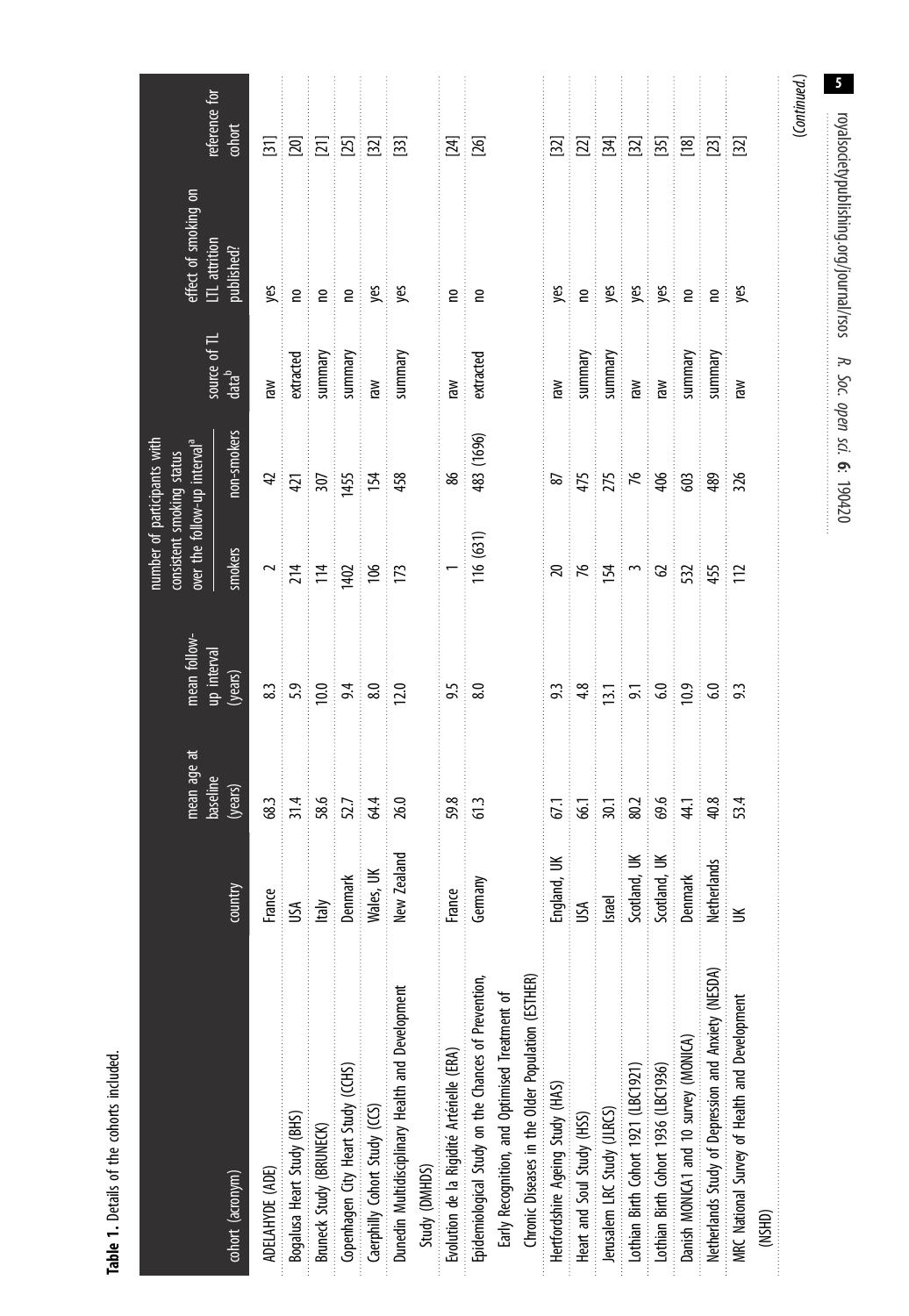**Table 1.** Details of the cohorts included.

| cohort (acronym) | country | mean age at baseline (years) | mean follow-up interval (years) | number of participants with consistent smoking status over the follow-up interval[a] | | source of TL data[b] | effect of smoking on LTL attrition published? | reference for cohort |
|---|---|---|---|---|---|---|---|---|
| | | | | smokers | non-smokers | | | |
| ADELAHYDE (ADE) | France | 68.3 | 8.3 | 2 | 42 | raw | yes | [31] |
| Bogalusa Heart Study (BHS) | USA | 31.4 | 5.9 | 214 | 421 | extracted | no | [20] |
| Bruneck Study (BRUNECK) | Italy | 58.6 | 10.0 | 114 | 307 | summary | no | [21] |
| Copenhagen City Heart Study (CCHS) | Denmark | 52.7 | 9.4 | 1402 | 1455 | summary | no | [25] |
| Caerphilly Cohort Study (CCS) | Wales, UK | 64.4 | 8.0 | 106 | 154 | raw | yes | [32] |
| Dunedin Multidisciplinary Health and Development Study (DMHDS) | New Zealand | 26.0 | 12.0 | 173 | 458 | summary | yes | [33] |
| Evolution de la Rigidité Artérielle (ERA) | France | 59.8 | 9.5 | 1 | 86 | raw | no | [24] |
| Epidemiological Study on the Chances of Prevention, Early Recognition, and Optimised Treatment of Chronic Diseases in the Older Population (ESTHER) | Germany | 61.3 | 8.0 | 116 (631) | 483 (1696) | extracted | no | [26] |
| Hertfordshire Ageing Study (HAS) | England, UK | 67.1 | 9.3 | 20 | 87 | raw | yes | [32] |
| Heart and Soul Study (HSS) | USA | 66.1 | 4.8 | 76 | 475 | summary | no | [22] |
| Jerusalem LRC Study (JLRCS) | Israel | 30.1 | 13.1 | 154 | 275 | summary | yes | [34] |
| Lothian Birth Cohort 1921 (LBC1921) | Scotland, UK | 80.2 | 9.1 | 3 | 76 | raw | yes | [32] |
| Lothian Birth Cohort 1936 (LBC1936) | Scotland, UK | 69.6 | 6.0 | 62 | 406 | raw | yes | [35] |
| Danish MONICA1 and 10 survey (MONICA) | Denmark | 44.1 | 10.9 | 532 | 603 | summary | no | [18] |
| Netherlands Study of Depression and Anxiety (NESDA) | Netherlands | 40.8 | 6.0 | 455 | 489 | summary | no | [23] |
| MRC National Survey of Health and Development (NSHD) | UK | 53.4 | 9.3 | 112 | 326 | raw | yes | [32] |

(Continued.)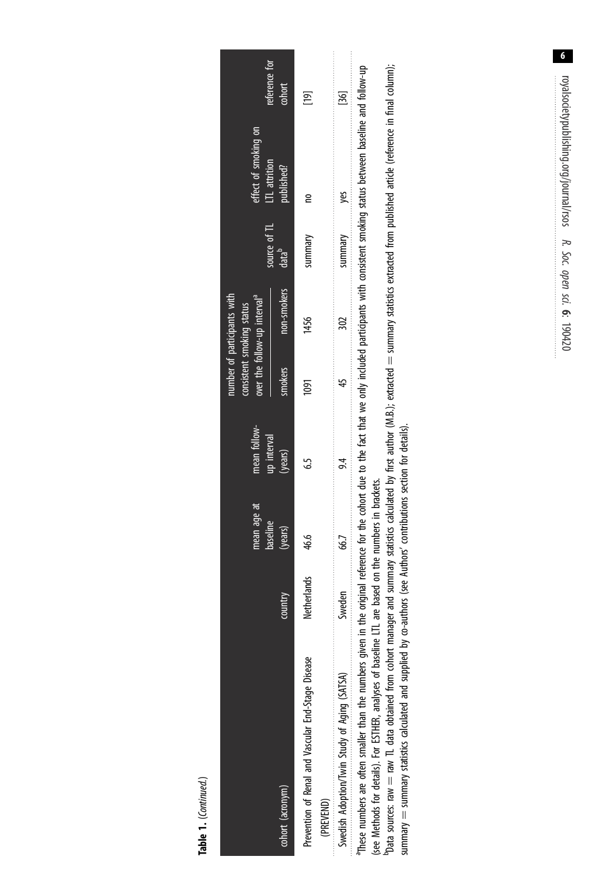**Table 1.** (*Continued*.)

| cohort (acronym) | country | mean age at baseline (years) | mean follow-up interval (years) | number of participants with consistent smoking status over the follow-up interval[a] | | source of TL data[b] | effect of smoking on LTL attrition published? | reference for cohort |
|---|---|---|---|---|---|---|---|---|
| | | | | smokers | non-smokers | | | |
| Prevention of Renal and Vascular End-Stage Disease (PREVEND) | Netherlands | 46.6 | 6.5 | 1091 | 1456 | summary | no | [19] |
| Swedish Adoption/Twin Study of Aging (SATSA) | Sweden | 66.7 | 9.4 | 45 | 302 | summary | yes | [36] |

[a]These numbers are often smaller than the numbers given in the original reference for the cohort due to the fact that we only included participants with consistent smoking status between baseline and follow-up (see Methods for details). For ESTHER, analyses of baseline LTL are based on the numbers in brackets.

[b]Data sources: raw = raw TL data obtained from cohort manager and summary statistics calculated by first author (M.B.); extracted = summary statistics extracted from published article (reference in final column); summary = summary statistics calculated and supplied by co-authors (see Authors' contributions section for details).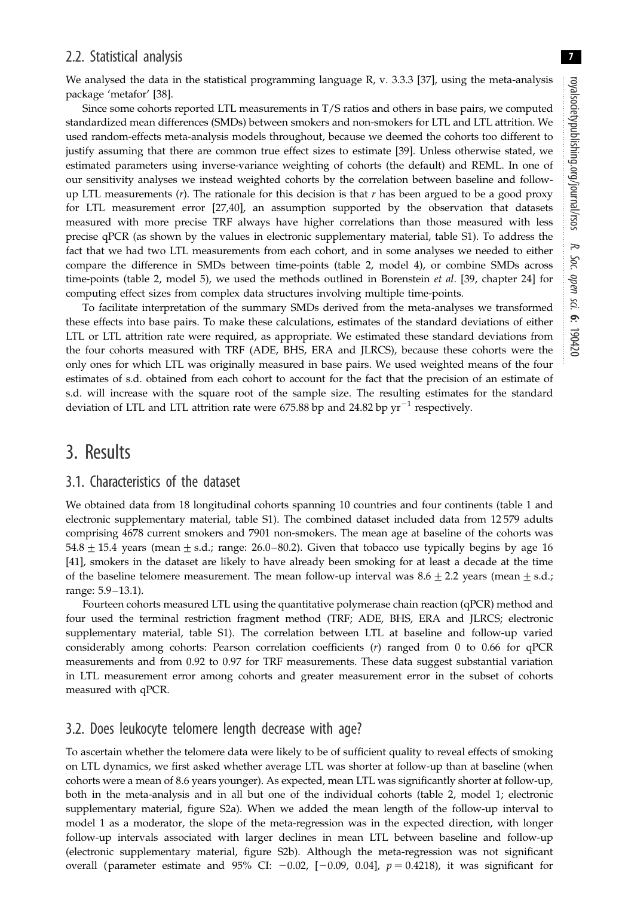### 2.2. Statistical analysis

We analysed the data in the statistical programming language R, v. 3.3.3 [37], using the meta-analysis package 'metafor' [38].

Since some cohorts reported LTL measurements in T/S ratios and others in base pairs, we computed standardized mean differences (SMDs) between smokers and non-smokers for LTL and LTL attrition. We used random-effects meta-analysis models throughout, because we deemed the cohorts too different to justify assuming that there are common true effect sizes to estimate [39]. Unless otherwise stated, we estimated parameters using inverse-variance weighting of cohorts (the default) and REML. In one of our sensitivity analyses we instead weighted cohorts by the correlation between baseline and follow-up LTL measurements ($r$). The rationale for this decision is that $r$ has been argued to be a good proxy for LTL measurement error [27,40], an assumption supported by the observation that datasets measured with more precise TRF always have higher correlations than those measured with less precise qPCR (as shown by the values in electronic supplementary material, table S1). To address the fact that we had two LTL measurements from each cohort, and in some analyses we needed to either compare the difference in SMDs between time-points (table 2, model 4), or combine SMDs across time-points (table 2, model 5), we used the methods outlined in Borenstein *et al.* [39, chapter 24] for computing effect sizes from complex data structures involving multiple time-points.

To facilitate interpretation of the summary SMDs derived from the meta-analyses we transformed these effects into base pairs. To make these calculations, estimates of the standard deviations of either LTL or LTL attrition rate were required, as appropriate. We estimated these standard deviations from the four cohorts measured with TRF (ADE, BHS, ERA and JLRCS), because these cohorts were the only ones for which LTL was originally measured in base pairs. We used weighted means of the four estimates of s.d. obtained from each cohort to account for the fact that the precision of an estimate of s.d. will increase with the square root of the sample size. The resulting estimates for the standard deviation of LTL and LTL attrition rate were 675.88 bp and 24.82 bp $\text{yr}^{-1}$ respectively.

## 3. Results

### 3.1. Characteristics of the dataset

We obtained data from 18 longitudinal cohorts spanning 10 countries and four continents (table 1 and electronic supplementary material, table S1). The combined dataset included data from 12 579 adults comprising 4678 current smokers and 7901 non-smokers. The mean age at baseline of the cohorts was $54.8 \pm 15.4$ years (mean $\pm$ s.d.; range: 26.0–80.2). Given that tobacco use typically begins by age 16 [41], smokers in the dataset are likely to have already been smoking for at least a decade at the time of the baseline telomere measurement. The mean follow-up interval was $8.6 \pm 2.2$ years (mean $\pm$ s.d.; range: 5.9–13.1).

Fourteen cohorts measured LTL using the quantitative polymerase chain reaction (qPCR) method and four used the terminal restriction fragment method (TRF; ADE, BHS, ERA and JLRCS; electronic supplementary material, table S1). The correlation between LTL at baseline and follow-up varied considerably among cohorts: Pearson correlation coefficients ($r$) ranged from 0 to 0.66 for qPCR measurements and from 0.92 to 0.97 for TRF measurements. These data suggest substantial variation in LTL measurement error among cohorts and greater measurement error in the subset of cohorts measured with qPCR.

### 3.2. Does leukocyte telomere length decrease with age?

To ascertain whether the telomere data were likely to be of sufficient quality to reveal effects of smoking on LTL dynamics, we first asked whether average LTL was shorter at follow-up than at baseline (when cohorts were a mean of 8.6 years younger). As expected, mean LTL was significantly shorter at follow-up, both in the meta-analysis and in all but one of the individual cohorts (table 2, model 1; electronic supplementary material, figure S2a). When we added the mean length of the follow-up interval to model 1 as a moderator, the slope of the meta-regression was in the expected direction, with longer follow-up intervals associated with larger declines in mean LTL between baseline and follow-up (electronic supplementary material, figure S2b). Although the meta-regression was not significant overall (parameter estimate and 95% CI: $-0.02$, $[-0.09, 0.04]$, $p = 0.4218$), it was significant for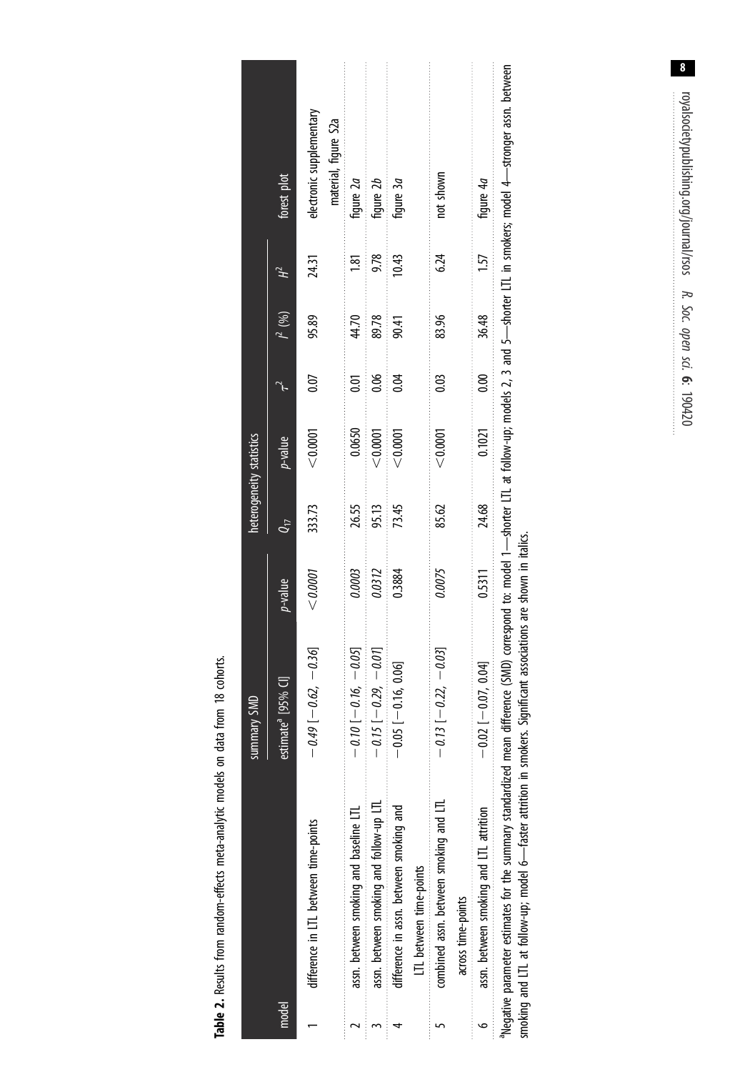**Table 2.** Results from random-effects meta-analytic models on data from 18 cohorts.

| model | | summary SMD | | heterogeneity statistics | | | | | forest plot |
|---|---|---|---|---|---|---|---|---|---|
| | | estimate[a] [95% CI] | *p*-value | $Q_{17}$ | *p*-value | $\tau^2$ | $I^2$ (%) | $H^2$ | |
| 1 | difference in LTL between time-points | *−0.49 [−0.62, −0.36]* | *<0.0001* | 333.73 | <0.0001 | 0.07 | 95.89 | 24.31 | electronic supplementary material, figure S2a |
| 2 | assn. between smoking and baseline LTL | *−0.10 [−0.16, −0.05]* | *0.0003* | 26.55 | 0.0650 | 0.01 | 44.70 | 1.81 | figure 2*a* |
| 3 | assn. between smoking and follow-up LTL | *−0.15 [−0.29, −0.01]* | *0.0312* | 95.13 | <0.0001 | 0.06 | 89.78 | 9.78 | figure 2*b* |
| 4 | difference in assn. between smoking and LTL between time-points | −0.05 [−0.16, 0.06] | 0.3884 | 73.45 | <0.0001 | 0.04 | 90.41 | 10.43 | figure 3*a* |
| 5 | combined assn. between smoking and LTL across time-points | *−0.13 [−0.22, −0.03]* | *0.0075* | 85.62 | <0.0001 | 0.03 | 83.96 | 6.24 | not shown |
| 6 | assn. between smoking and LTL attrition | −0.02 [−0.07, 0.04] | 0.5311 | 24.68 | 0.1021 | 0.00 | 36.48 | 1.57 | figure 4*a* |

[a]Negative parameter estimates for the summary standardized mean difference (SMD) correspond to: model 1—shorter LTL at follow-up; models 2, 3 and 5—shorter LTL in smokers; model 4—stronger assn. between smoking and LTL at follow-up; model 6—faster attrition in smokers. Significant associations are shown in italics.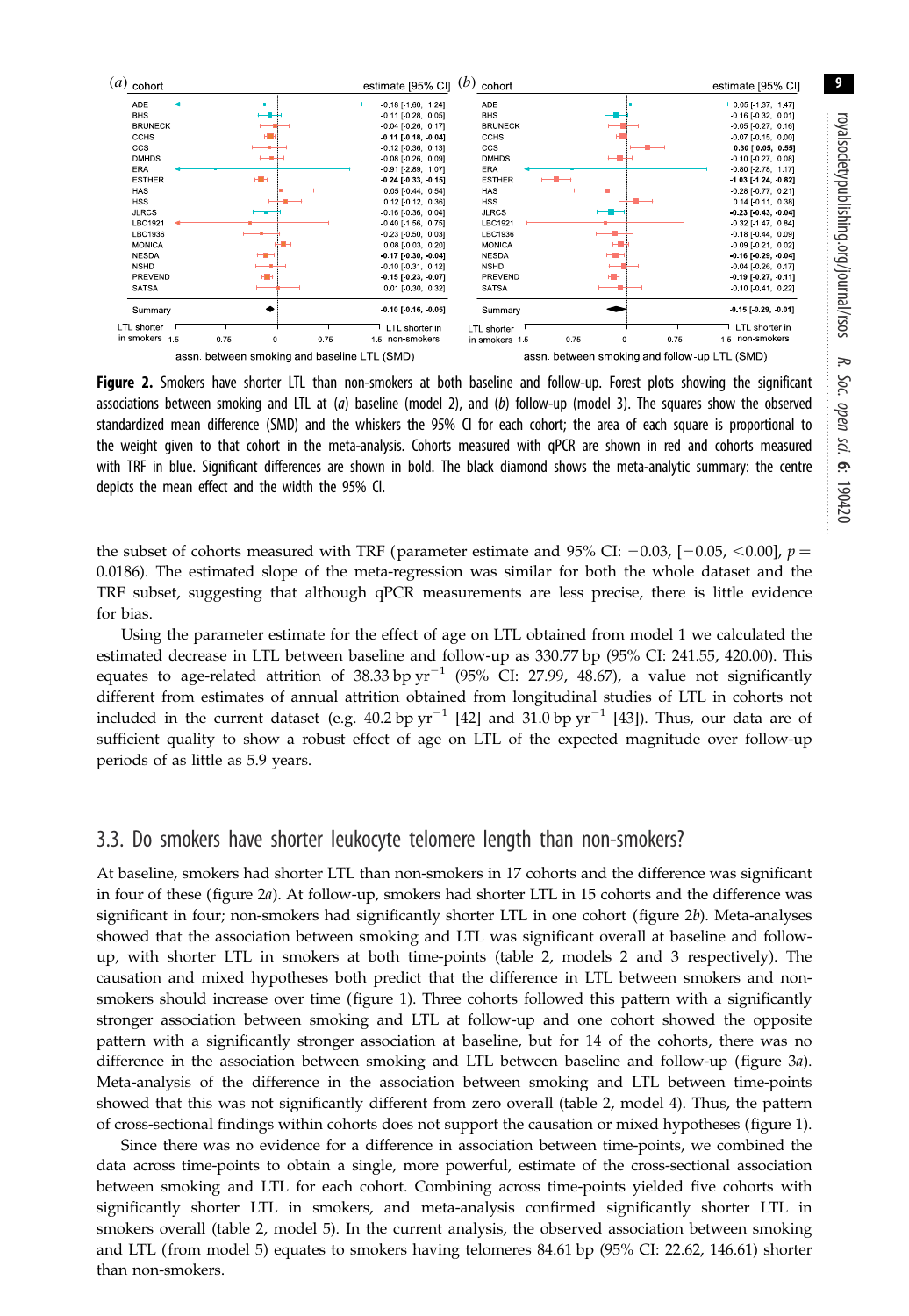| cohort | estimate [95% CI] |
|---|---|
| ADE | -0.18 [-1.60, 1.24] |
| BHS | -0.11 [-0.28, 0.05] |
| BRUNECK | -0.04 [-0.26, 0.17] |
| CCHS | **-0.11 [-0.18, -0.04]** |
| CCS | -0.12 [-0.36, 0.13] |
| DMHDS | -0.08 [-0.26, 0.09] |
| ERA | -0.91 [-2.89, 1.07] |
| ESTHER | **-0.24 [-0.33, -0.15]** |
| HAS | 0.05 [-0.44, 0.54] |
| HSS | 0.12 [-0.12, 0.36] |
| JLRCS | -0.16 [-0.36, 0.04] |
| LBC1921 | -0.40 [-1.56, 0.75] |
| LBC1936 | -0.23 [-0.50, 0.03] |
| MONICA | 0.08 [-0.03, 0.20] |
| NESDA | **-0.17 [-0.30, -0.04]** |
| NSHD | -0.10 [-0.31, 0.12] |
| PREVEND | **-0.15 [-0.23, -0.07]** |
| SATSA | 0.01 [-0.30, 0.32] |
| Summary | **-0.10 [-0.16, -0.05]** |

| cohort | estimate [95% CI] |
|---|---|
| ADE | 0.05 [-1.37, 1.47] |
| BHS | -0.16 [-0.32, 0.01] |
| BRUNECK | -0.05 [-0.27, 0.16] |
| CCHS | -0.07 [-0.15, 0.00] |
| CCS | **0.30 [0.05, 0.55]** |
| DMHDS | -0.10 [-0.27, 0.08] |
| ERA | -0.80 [-2.78, 1.17] |
| ESTHER | **-1.03 [-1.24, -0.82]** |
| HAS | -0.28 [-0.77, 0.21] |
| HSS | 0.14 [-0.11, 0.38] |
| JLRCS | **-0.23 [-0.43, -0.04]** |
| LBC1921 | -0.32 [-1.47, 0.84] |
| LBC1936 | -0.18 [-0.44, 0.09] |
| MONICA | -0.09 [-0.21, 0.02] |
| NESDA | **-0.16 [-0.29, -0.04]** |
| NSHD | -0.04 [-0.26, 0.17] |
| PREVEND | **-0.19 [-0.27, -0.11]** |
| SATSA | -0.10 [-0.41, 0.22] |
| Summary | **-0.15 [-0.29, -0.01]** |

**Figure 2.** Smokers have shorter LTL than non-smokers at both baseline and follow-up. Forest plots showing the significant associations between smoking and LTL at (*a*) baseline (model 2), and (*b*) follow-up (model 3). The squares show the observed standardized mean difference (SMD) and the whiskers the 95% CI for each cohort; the area of each square is proportional to the weight given to that cohort in the meta-analysis. Cohorts measured with qPCR are shown in red and cohorts measured with TRF in blue. Significant differences are shown in bold. The black diamond shows the meta-analytic summary: the centre depicts the mean effect and the width the 95% CI.

the subset of cohorts measured with TRF (parameter estimate and 95% CI: −0.03, [−0.05, <0.00], $p = 0.0186$). The estimated slope of the meta-regression was similar for both the whole dataset and the TRF subset, suggesting that although qPCR measurements are less precise, there is little evidence for bias.

Using the parameter estimate for the effect of age on LTL obtained from model 1 we calculated the estimated decrease in LTL between baseline and follow-up as 330.77 bp (95% CI: 241.55, 420.00). This equates to age-related attrition of 38.33 bp yr$^{-1}$ (95% CI: 27.99, 48.67), a value not significantly different from estimates of annual attrition obtained from longitudinal studies of LTL in cohorts not included in the current dataset (e.g. 40.2 bp yr$^{-1}$ [42] and 31.0 bp yr$^{-1}$ [43]). Thus, our data are of sufficient quality to show a robust effect of age on LTL of the expected magnitude over follow-up periods of as little as 5.9 years.

## 3.3. Do smokers have shorter leukocyte telomere length than non-smokers?

At baseline, smokers had shorter LTL than non-smokers in 17 cohorts and the difference was significant in four of these (figure 2*a*). At follow-up, smokers had shorter LTL in 15 cohorts and the difference was significant in four; non-smokers had significantly shorter LTL in one cohort (figure 2*b*). Meta-analyses showed that the association between smoking and LTL was significant overall at baseline and follow-up, with shorter LTL in smokers at both time-points (table 2, models 2 and 3 respectively). The causation and mixed hypotheses both predict that the difference in LTL between smokers and non-smokers should increase over time (figure 1). Three cohorts followed this pattern with a significantly stronger association between smoking and LTL at follow-up and one cohort showed the opposite pattern with a significantly stronger association at baseline, but for 14 of the cohorts, there was no difference in the association between smoking and LTL between baseline and follow-up (figure 3*a*). Meta-analysis of the difference in the association between smoking and LTL between time-points showed that this was not significantly different from zero overall (table 2, model 4). Thus, the pattern of cross-sectional findings within cohorts does not support the causation or mixed hypotheses (figure 1).

Since there was no evidence for a difference in association between time-points, we combined the data across time-points to obtain a single, more powerful, estimate of the cross-sectional association between smoking and LTL for each cohort. Combining across time-points yielded five cohorts with significantly shorter LTL in smokers, and meta-analysis confirmed significantly shorter LTL in smokers overall (table 2, model 5). In the current analysis, the observed association between smoking and LTL (from model 5) equates to smokers having telomeres 84.61 bp (95% CI: 22.62, 146.61) shorter than non-smokers.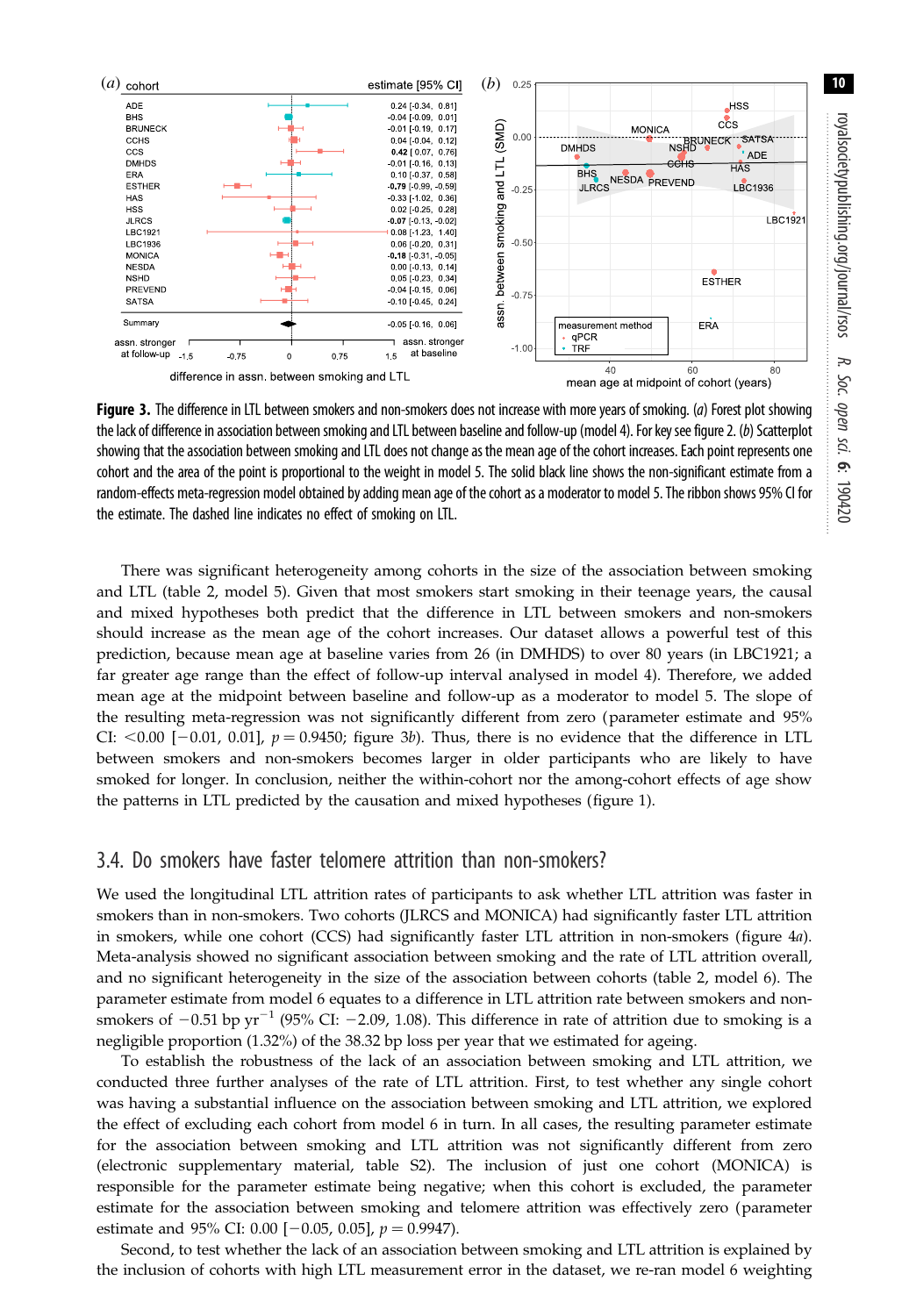Figure 3. The difference in LTL between smokers and non-smokers does not increase with more years of smoking. (*a*) Forest plot showing the lack of difference in association between smoking and LTL between baseline and follow-up (model 4). For key see figure 2. (*b*) Scatterplot showing that the association between smoking and LTL does not change as the mean age of the cohort increases. Each point represents one cohort and the area of the point is proportional to the weight in model 5. The solid black line shows the non-significant estimate from a random-effects meta-regression model obtained by adding mean age of the cohort as a moderator to model 5. The ribbon shows 95% CI for the estimate. The dashed line indicates no effect of smoking on LTL.

There was significant heterogeneity among cohorts in the size of the association between smoking and LTL (table 2, model 5). Given that most smokers start smoking in their teenage years, the causal and mixed hypotheses both predict that the difference in LTL between smokers and non-smokers should increase as the mean age of the cohort increases. Our dataset allows a powerful test of this prediction, because mean age at baseline varies from 26 (in DMHDS) to over 80 years (in LBC1921; a far greater age range than the effect of follow-up interval analysed in model 4). Therefore, we added mean age at the midpoint between baseline and follow-up as a moderator to model 5. The slope of the resulting meta-regression was not significantly different from zero (parameter estimate and 95% CI: <0.00 [−0.01, 0.01], $p = 0.9450$; figure 3*b*). Thus, there is no evidence that the difference in LTL between smokers and non-smokers becomes larger in older participants who are likely to have smoked for longer. In conclusion, neither the within-cohort nor the among-cohort effects of age show the patterns in LTL predicted by the causation and mixed hypotheses (figure 1).

## 3.4. Do smokers have faster telomere attrition than non-smokers?

We used the longitudinal LTL attrition rates of participants to ask whether LTL attrition was faster in smokers than in non-smokers. Two cohorts (JLRCS and MONICA) had significantly faster LTL attrition in smokers, while one cohort (CCS) had significantly faster LTL attrition in non-smokers (figure 4*a*). Meta-analysis showed no significant association between smoking and the rate of LTL attrition overall, and no significant heterogeneity in the size of the association between cohorts (table 2, model 6). The parameter estimate from model 6 equates to a difference in LTL attrition rate between smokers and non-smokers of $-0.51$ bp yr$^{-1}$ (95% CI: $-2.09$, 1.08). This difference in rate of attrition due to smoking is a negligible proportion (1.32%) of the 38.32 bp loss per year that we estimated for ageing.

To establish the robustness of the lack of an association between smoking and LTL attrition, we conducted three further analyses of the rate of LTL attrition. First, to test whether any single cohort was having a substantial influence on the association between smoking and LTL attrition, we explored the effect of excluding each cohort from model 6 in turn. In all cases, the resulting parameter estimate for the association between smoking and LTL attrition was not significantly different from zero (electronic supplementary material, table S2). The inclusion of just one cohort (MONICA) is responsible for the parameter estimate being negative; when this cohort is excluded, the parameter estimate for the association between smoking and telomere attrition was effectively zero (parameter estimate and 95% CI: 0.00 [−0.05, 0.05], $p = 0.9947$).

Second, to test whether the lack of an association between smoking and LTL attrition is explained by the inclusion of cohorts with high LTL measurement error in the dataset, we re-ran model 6 weighting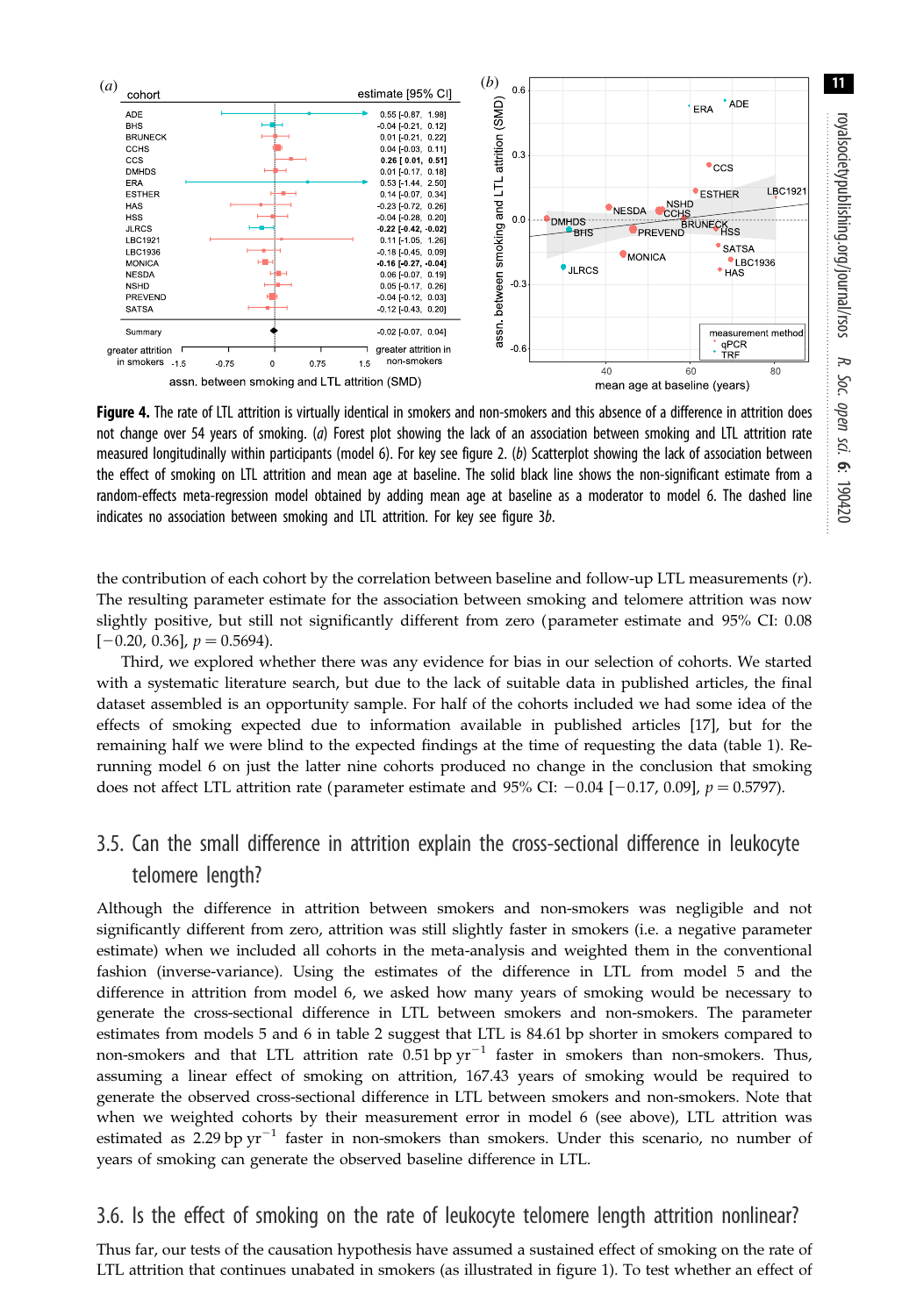**Figure 4.** The rate of LTL attrition is virtually identical in smokers and non-smokers and this absence of a difference in attrition does not change over 54 years of smoking. (*a*) Forest plot showing the lack of an association between smoking and LTL attrition rate measured longitudinally within participants (model 6). For key see figure 2. (*b*) Scatterplot showing the lack of association between the effect of smoking on LTL attrition and mean age at baseline. The solid black line shows the non-significant estimate from a random-effects meta-regression model obtained by adding mean age at baseline as a moderator to model 6. The dashed line indicates no association between smoking and LTL attrition. For key see figure 3*b*.

the contribution of each cohort by the correlation between baseline and follow-up LTL measurements ($r$). The resulting parameter estimate for the association between smoking and telomere attrition was now slightly positive, but still not significantly different from zero (parameter estimate and 95% CI: 0.08 [−0.20, 0.36], $p = 0.5694$).

Third, we explored whether there was any evidence for bias in our selection of cohorts. We started with a systematic literature search, but due to the lack of suitable data in published articles, the final dataset assembled is an opportunity sample. For half of the cohorts included we had some idea of the effects of smoking expected due to information available in published articles [17], but for the remaining half we were blind to the expected findings at the time of requesting the data (table 1). Re-running model 6 on just the latter nine cohorts produced no change in the conclusion that smoking does not affect LTL attrition rate (parameter estimate and 95% CI: −0.04 [−0.17, 0.09], $p = 0.5797$).

## 3.5. Can the small difference in attrition explain the cross-sectional difference in leukocyte telomere length?

Although the difference in attrition between smokers and non-smokers was negligible and not significantly different from zero, attrition was still slightly faster in smokers (i.e. a negative parameter estimate) when we included all cohorts in the meta-analysis and weighted them in the conventional fashion (inverse-variance). Using the estimates of the difference in LTL from model 5 and the difference in attrition from model 6, we asked how many years of smoking would be necessary to generate the cross-sectional difference in LTL between smokers and non-smokers. The parameter estimates from models 5 and 6 in table 2 suggest that LTL is 84.61 bp shorter in smokers compared to non-smokers and that LTL attrition rate 0.51 bp $yr^{-1}$ faster in smokers than non-smokers. Thus, assuming a linear effect of smoking on attrition, 167.43 years of smoking would be required to generate the observed cross-sectional difference in LTL between smokers and non-smokers. Note that when we weighted cohorts by their measurement error in model 6 (see above), LTL attrition was estimated as 2.29 bp $yr^{-1}$ faster in non-smokers than smokers. Under this scenario, no number of years of smoking can generate the observed baseline difference in LTL.

## 3.6. Is the effect of smoking on the rate of leukocyte telomere length attrition nonlinear?

Thus far, our tests of the causation hypothesis have assumed a sustained effect of smoking on the rate of LTL attrition that continues unabated in smokers (as illustrated in figure 1). To test whether an effect of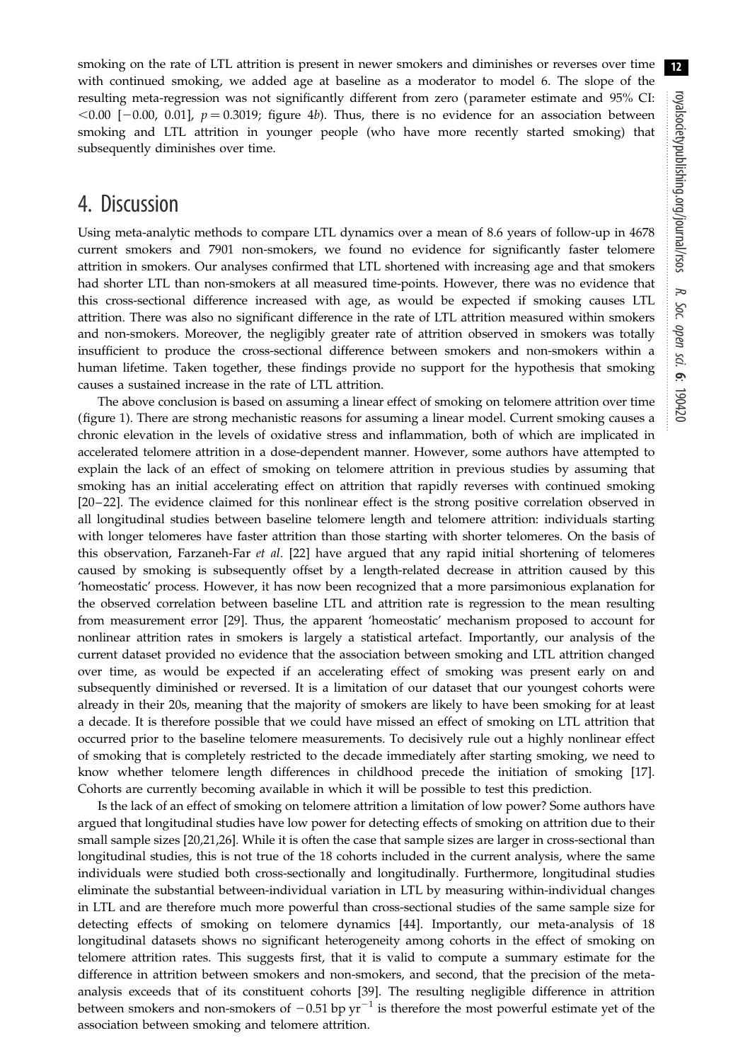smoking on the rate of LTL attrition is present in newer smokers and diminishes or reverses over time with continued smoking, we added age at baseline as a moderator to model 6. The slope of the resulting meta-regression was not significantly different from zero (parameter estimate and 95% CI: $<0.00$ [$-0.00$, 0.01], $p = 0.3019$; figure 4*b*). Thus, there is no evidence for an association between smoking and LTL attrition in younger people (who have more recently started smoking) that subsequently diminishes over time.

## 4. Discussion

Using meta-analytic methods to compare LTL dynamics over a mean of 8.6 years of follow-up in 4678 current smokers and 7901 non-smokers, we found no evidence for significantly faster telomere attrition in smokers. Our analyses confirmed that LTL shortened with increasing age and that smokers had shorter LTL than non-smokers at all measured time-points. However, there was no evidence that this cross-sectional difference increased with age, as would be expected if smoking causes LTL attrition. There was also no significant difference in the rate of LTL attrition measured within smokers and non-smokers. Moreover, the negligibly greater rate of attrition observed in smokers was totally insufficient to produce the cross-sectional difference between smokers and non-smokers within a human lifetime. Taken together, these findings provide no support for the hypothesis that smoking causes a sustained increase in the rate of LTL attrition.

The above conclusion is based on assuming a linear effect of smoking on telomere attrition over time (figure 1). There are strong mechanistic reasons for assuming a linear model. Current smoking causes a chronic elevation in the levels of oxidative stress and inflammation, both of which are implicated in accelerated telomere attrition in a dose-dependent manner. However, some authors have attempted to explain the lack of an effect of smoking on telomere attrition in previous studies by assuming that smoking has an initial accelerating effect on attrition that rapidly reverses with continued smoking [20–22]. The evidence claimed for this nonlinear effect is the strong positive correlation observed in all longitudinal studies between baseline telomere length and telomere attrition: individuals starting with longer telomeres have faster attrition than those starting with shorter telomeres. On the basis of this observation, Farzaneh-Far *et al.* [22] have argued that any rapid initial shortening of telomeres caused by smoking is subsequently offset by a length-related decrease in attrition caused by this 'homeostatic' process. However, it has now been recognized that a more parsimonious explanation for the observed correlation between baseline LTL and attrition rate is regression to the mean resulting from measurement error [29]. Thus, the apparent 'homeostatic' mechanism proposed to account for nonlinear attrition rates in smokers is largely a statistical artefact. Importantly, our analysis of the current dataset provided no evidence that the association between smoking and LTL attrition changed over time, as would be expected if an accelerating effect of smoking was present early on and subsequently diminished or reversed. It is a limitation of our dataset that our youngest cohorts were already in their 20s, meaning that the majority of smokers are likely to have been smoking for at least a decade. It is therefore possible that we could have missed an effect of smoking on LTL attrition that occurred prior to the baseline telomere measurements. To decisively rule out a highly nonlinear effect of smoking that is completely restricted to the decade immediately after starting smoking, we need to know whether telomere length differences in childhood precede the initiation of smoking [17]. Cohorts are currently becoming available in which it will be possible to test this prediction.

Is the lack of an effect of smoking on telomere attrition a limitation of low power? Some authors have argued that longitudinal studies have low power for detecting effects of smoking on attrition due to their small sample sizes [20,21,26]. While it is often the case that sample sizes are larger in cross-sectional than longitudinal studies, this is not true of the 18 cohorts included in the current analysis, where the same individuals were studied both cross-sectionally and longitudinally. Furthermore, longitudinal studies eliminate the substantial between-individual variation in LTL by measuring within-individual changes in LTL and are therefore much more powerful than cross-sectional studies of the same sample size for detecting effects of smoking on telomere dynamics [44]. Importantly, our meta-analysis of 18 longitudinal datasets shows no significant heterogeneity among cohorts in the effect of smoking on telomere attrition rates. This suggests first, that it is valid to compute a summary estimate for the difference in attrition between smokers and non-smokers, and second, that the precision of the meta-analysis exceeds that of its constituent cohorts [39]. The resulting negligible difference in attrition between smokers and non-smokers of $-0.51$ bp $\text{yr}^{-1}$ is therefore the most powerful estimate yet of the association between smoking and telomere attrition.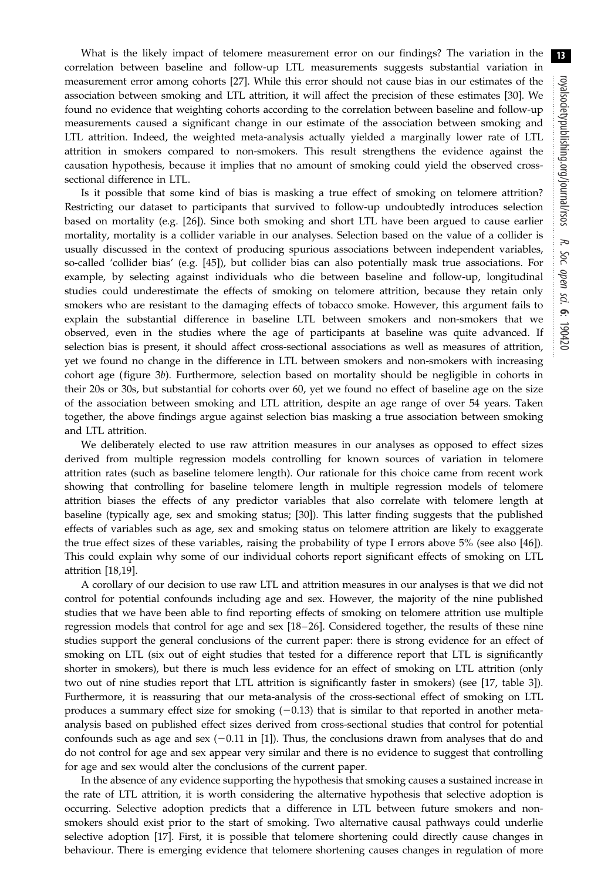What is the likely impact of telomere measurement error on our findings? The variation in the correlation between baseline and follow-up LTL measurements suggests substantial variation in measurement error among cohorts [27]. While this error should not cause bias in our estimates of the association between smoking and LTL attrition, it will affect the precision of these estimates [30]. We found no evidence that weighting cohorts according to the correlation between baseline and follow-up measurements caused a significant change in our estimate of the association between smoking and LTL attrition. Indeed, the weighted meta-analysis actually yielded a marginally lower rate of LTL attrition in smokers compared to non-smokers. This result strengthens the evidence against the causation hypothesis, because it implies that no amount of smoking could yield the observed cross-sectional difference in LTL.

Is it possible that some kind of bias is masking a true effect of smoking on telomere attrition? Restricting our dataset to participants that survived to follow-up undoubtedly introduces selection based on mortality (e.g. [26]). Since both smoking and short LTL have been argued to cause earlier mortality, mortality is a collider variable in our analyses. Selection based on the value of a collider is usually discussed in the context of producing spurious associations between independent variables, so-called 'collider bias' (e.g. [45]), but collider bias can also potentially mask true associations. For example, by selecting against individuals who die between baseline and follow-up, longitudinal studies could underestimate the effects of smoking on telomere attrition, because they retain only smokers who are resistant to the damaging effects of tobacco smoke. However, this argument fails to explain the substantial difference in baseline LTL between smokers and non-smokers that we observed, even in the studies where the age of participants at baseline was quite advanced. If selection bias is present, it should affect cross-sectional associations as well as measures of attrition, yet we found no change in the difference in LTL between smokers and non-smokers with increasing cohort age (figure 3*b*). Furthermore, selection based on mortality should be negligible in cohorts in their 20s or 30s, but substantial for cohorts over 60, yet we found no effect of baseline age on the size of the association between smoking and LTL attrition, despite an age range of over 54 years. Taken together, the above findings argue against selection bias masking a true association between smoking and LTL attrition.

We deliberately elected to use raw attrition measures in our analyses as opposed to effect sizes derived from multiple regression models controlling for known sources of variation in telomere attrition rates (such as baseline telomere length). Our rationale for this choice came from recent work showing that controlling for baseline telomere length in multiple regression models of telomere attrition biases the effects of any predictor variables that also correlate with telomere length at baseline (typically age, sex and smoking status; [30]). This latter finding suggests that the published effects of variables such as age, sex and smoking status on telomere attrition are likely to exaggerate the true effect sizes of these variables, raising the probability of type I errors above 5% (see also [46]). This could explain why some of our individual cohorts report significant effects of smoking on LTL attrition [18,19].

A corollary of our decision to use raw LTL and attrition measures in our analyses is that we did not control for potential confounds including age and sex. However, the majority of the nine published studies that we have been able to find reporting effects of smoking on telomere attrition use multiple regression models that control for age and sex [18–26]. Considered together, the results of these nine studies support the general conclusions of the current paper: there is strong evidence for an effect of smoking on LTL (six out of eight studies that tested for a difference report that LTL is significantly shorter in smokers), but there is much less evidence for an effect of smoking on LTL attrition (only two out of nine studies report that LTL attrition is significantly faster in smokers) (see [17, table 3]). Furthermore, it is reassuring that our meta-analysis of the cross-sectional effect of smoking on LTL produces a summary effect size for smoking (−0.13) that is similar to that reported in another meta-analysis based on published effect sizes derived from cross-sectional studies that control for potential confounds such as age and sex (−0.11 in [1]). Thus, the conclusions drawn from analyses that do and do not control for age and sex appear very similar and there is no evidence to suggest that controlling for age and sex would alter the conclusions of the current paper.

In the absence of any evidence supporting the hypothesis that smoking causes a sustained increase in the rate of LTL attrition, it is worth considering the alternative hypothesis that selective adoption is occurring. Selective adoption predicts that a difference in LTL between future smokers and non-smokers should exist prior to the start of smoking. Two alternative causal pathways could underlie selective adoption [17]. First, it is possible that telomere shortening could directly cause changes in behaviour. There is emerging evidence that telomere shortening causes changes in regulation of more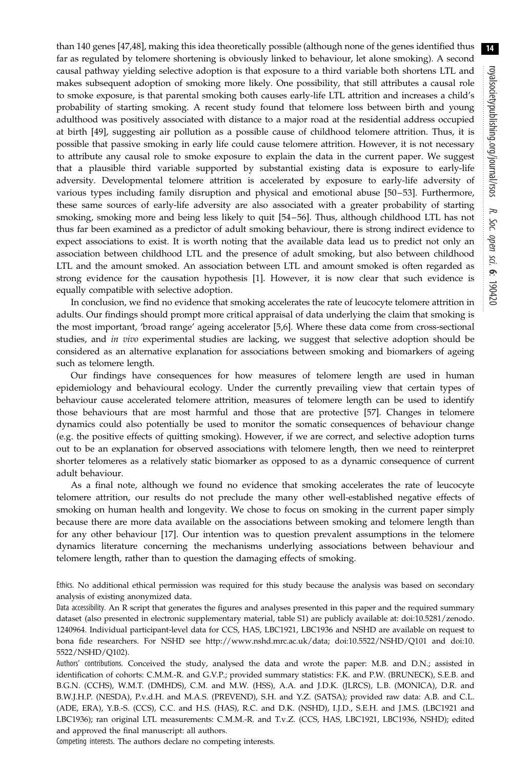than 140 genes [47,48], making this idea theoretically possible (although none of the genes identified thus far as regulated by telomere shortening is obviously linked to behaviour, let alone smoking). A second causal pathway yielding selective adoption is that exposure to a third variable both shortens LTL and makes subsequent adoption of smoking more likely. One possibility, that still attributes a causal role to smoke exposure, is that parental smoking both causes early-life LTL attrition and increases a child's probability of starting smoking. A recent study found that telomere loss between birth and young adulthood was positively associated with distance to a major road at the residential address occupied at birth [49], suggesting air pollution as a possible cause of childhood telomere attrition. Thus, it is possible that passive smoking in early life could cause telomere attrition. However, it is not necessary to attribute any causal role to smoke exposure to explain the data in the current paper. We suggest that a plausible third variable supported by substantial existing data is exposure to early-life adversity. Developmental telomere attrition is accelerated by exposure to early-life adversity of various types including family disruption and physical and emotional abuse [50–53]. Furthermore, these same sources of early-life adversity are also associated with a greater probability of starting smoking, smoking more and being less likely to quit [54–56]. Thus, although childhood LTL has not thus far been examined as a predictor of adult smoking behaviour, there is strong indirect evidence to expect associations to exist. It is worth noting that the available data lead us to predict not only an association between childhood LTL and the presence of adult smoking, but also between childhood LTL and the amount smoked. An association between LTL and amount smoked is often regarded as strong evidence for the causation hypothesis [1]. However, it is now clear that such evidence is equally compatible with selective adoption.

In conclusion, we find no evidence that smoking accelerates the rate of leucocyte telomere attrition in adults. Our findings should prompt more critical appraisal of data underlying the claim that smoking is the most important, 'broad range' ageing accelerator [5,6]. Where these data come from cross-sectional studies, and *in vivo* experimental studies are lacking, we suggest that selective adoption should be considered as an alternative explanation for associations between smoking and biomarkers of ageing such as telomere length.

Our findings have consequences for how measures of telomere length are used in human epidemiology and behavioural ecology. Under the currently prevailing view that certain types of behaviour cause accelerated telomere attrition, measures of telomere length can be used to identify those behaviours that are most harmful and those that are protective [57]. Changes in telomere dynamics could also potentially be used to monitor the somatic consequences of behaviour change (e.g. the positive effects of quitting smoking). However, if we are correct, and selective adoption turns out to be an explanation for observed associations with telomere length, then we need to reinterpret shorter telomeres as a relatively static biomarker as opposed to as a dynamic consequence of current adult behaviour.

As a final note, although we found no evidence that smoking accelerates the rate of leucocyte telomere attrition, our results do not preclude the many other well-established negative effects of smoking on human health and longevity. We chose to focus on smoking in the current paper simply because there are more data available on the associations between smoking and telomere length than for any other behaviour [17]. Our intention was to question prevalent assumptions in the telomere dynamics literature concerning the mechanisms underlying associations between behaviour and telomere length, rather than to question the damaging effects of smoking.

Ethics. No additional ethical permission was required for this study because the analysis was based on secondary analysis of existing anonymized data.

Data accessibility. An R script that generates the figures and analyses presented in this paper and the required summary dataset (also presented in electronic supplementary material, table S1) are publicly available at: doi:10.5281/zenodo.1240964. Individual participant-level data for CCS, HAS, LBC1921, LBC1936 and NSHD are available on request to bona fide researchers. For NSHD see http://www.nshd.mrc.ac.uk/data; doi:10.5522/NSHD/Q101 and doi:10.5522/NSHD/Q102).

Authors' contributions. Conceived the study, analysed the data and wrote the paper: M.B. and D.N.; assisted in identification of cohorts: C.M.M.-R. and G.V.P.; provided summary statistics: F.K. and P.W. (BRUNECK), S.E.B. and B.G.N. (CCHS), W.M.T. (DMHDS), C.M. and M.W. (HSS), A.A. and J.D.K. (JLRCS), L.B. (MONICA), D.R. and B.W.J.H.P. (NESDA), P.v.d.H. and M.A.S. (PREVEND), S.H. and Y.Z. (SATSA); provided raw data: A.B. and C.L. (ADE, ERA), Y.B.-S. (CCS), C.C. and H.S. (HAS), R.C. and D.K. (NSHD), I.J.D., S.E.H. and J.M.S. (LBC1921 and LBC1936); ran original LTL measurements: C.M.M.-R. and T.v.Z. (CCS, HAS, LBC1921, LBC1936, NSHD); edited and approved the final manuscript: all authors.

Competing interests. The authors declare no competing interests.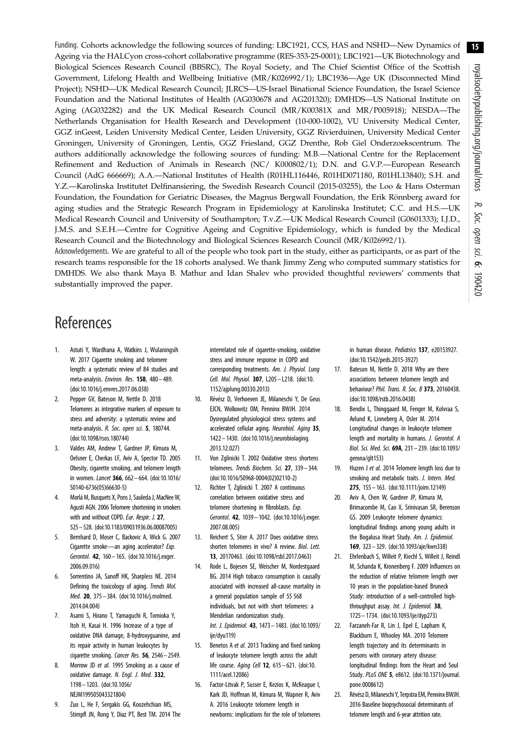Funding. Cohorts acknowledge the following sources of funding: LBC1921, CCS, HAS and NSHD—New Dynamics of Ageing via the HALCyon cross-cohort collaborative programme (RES-353-25-0001); LBC1921—UK Biotechnology and Biological Sciences Research Council (BBSRC), The Royal Society, and The Chief Scientist Office of the Scottish Government, Lifelong Health and Wellbeing Initiative (MR/K026992/1); LBC1936—Age UK (Disconnected Mind Project); NSHD—UK Medical Research Council; JLRCS—US-Israel Binational Science Foundation, the Israel Science Foundation and the National Institutes of Health (AG030678 and AG201320); DMHDS—US National Institute on Aging (AG032282) and the UK Medical Research Council (MR/K00381X and MR/P005918); NESDA—The Netherlands Organisation for Health Research and Development (10-000-1002), VU University Medical Center, GGZ inGeest, Leiden University Medical Center, Leiden University, GGZ Rivierduinen, University Medical Center Groningen, University of Groningen, Lentis, GGZ Friesland, GGZ Drenthe, Rob Giel Onderzoekscentrum. The authors additionally acknowledge the following sources of funding: M.B.—National Centre for the Replacement Refinement and Reduction of Animals in Research (NC/ K000802/1); D.N. and G.V.P.—European Research Council (AdG 666669); A.A.—National Institutes of Health (R01HL116446, R01HD071180, R01HL13840); S.H. and Y.Z.—Karolinska Institutet Delfinansiering, the Swedish Research Council (2015-03255), the Loo & Hans Osterman Foundation, the Foundation for Geriatric Diseases, the Magnus Bergwall Foundation, the Erik Rönnberg award for aging studies and the Strategic Research Program in Epidemiology at Karolinska Institutet; C.C. and H.S.—UK Medical Research Council and University of Southampton; T.v.Z.—UK Medical Research Council (G0601333); I.J.D., J.M.S. and S.E.H.—Centre for Cognitive Ageing and Cognitive Epidemiology, which is funded by the Medical Research Council and the Biotechnology and Biological Sciences Research Council (MR/K026992/1).

Acknowledgements. We are grateful to all of the people who took part in the study, either as participants, or as part of the research teams responsible for the 18 cohorts analysed. We thank Jimmy Zeng who computed summary statistics for DMHDS. We also thank Maya B. Mathur and Idan Shalev who provided thoughtful reviewers' comments that substantially improved the paper.

# References

1. Astuti Y, Wardhana A, Watkins J, Wulaningsih W. 2017 Cigarette smoking and telomere length: a systematic review of 84 studies and meta-analysis. *Environ. Res.* **158**, 480–489. (doi:10.1016/j.envres.2017.06.038)
2. Pepper GV, Bateson M, Nettle D. 2018 Telomeres as integrative markers of exposure to stress and adversity: a systematic review and meta-analysis. *R. Soc. open sci.* **5**, 180744. (doi:10.1098/rsos.180744)
3. Valdes AM, Andrew T, Gardner JP, Kimura M, Oelsner E, Cherkas LF, Aviv A, Spector TD. 2005 Obesity, cigarette smoking, and telomere length in women. *Lancet* **366**, 662–664. (doi:10.1016/S0140-6736(05)66630-5)
4. Morlá M, Busquets X, Pons J, Sauleda J, MacNee W, Agustí AGN. 2006 Telomere shortening in smokers with and without COPD. *Eur. Respir. J.* **27**, 525–528. (doi:10.1183/09031936.06.00087005)
5. Bernhard D, Moser C, Backovic A, Wick G. 2007 Cigarette smoke—an aging accelerator? *Exp. Gerontol.* **42**, 160–165. (doi:10.1016/j.exger.2006.09.016)
6. Sorrentino JA, Sanoff HK, Sharpless NE. 2014 Defining the toxicology of aging. *Trends Mol. Med.* **20**, 375–384. (doi:10.1016/j.molmed.2014.04.004)
7. Asami S, Hirano T, Yamaguchi R, Tomioka Y, Itoh H, Kasai H. 1996 Increase of a type of oxidative DNA damage, 8-hydroxyguanine, and its repair activity in human leukocytes by cigarette smoking. *Cancer Res.* **56**, 2546–2549.
8. Morrow JD *et al.* 1995 Smoking as a cause of oxidative damage. *N. Engl. J. Med.* **332**, 1198–1203. (doi:10.1056/NEJM199505043321804)
9. Zuo L, He F, Sergakis GG, Koozehchian MS, Stimpfl JN, Rong Y, Diaz PT, Best TM. 2014 The interrelated role of cigarette-smoking, oxidative stress and immune response in COPD and corresponding treatments. *Am. J. Physiol. Lung Cell. Mol. Physiol.* **307**, L205–L218. (doi:10.1152/ajplung.00330.2013)
10. Révész D, Verhoeven JE, Milaneschi Y, De Geus EJCN, Wolkowitz OM, Penninx BWJH. 2014 Dysregulated physiological stress systems and accelerated cellular aging. *Neurobiol. Aging* **35**, 1422–1430. (doi:10.1016/j.neurobiolaging.2013.12.027)
11. Von Zglinicki T. 2002 Oxidative stress shortens telomeres. *Trends Biochem. Sci.* **27**, 339–344. (doi:10.1016/S0968-0004(02)02110-2)
12. Richter T, Zglinicki T. 2007 A continuous correlation between oxidative stress and telomere shortening in fibroblasts. *Exp. Gerontol.* **42**, 1039–1042. (doi:10.1016/j.exger.2007.08.005)
13. Reichert S, Stier A. 2017 Does oxidative stress shorten telomeres in vivo? A review. *Biol. Lett.* **13**, 20170463. (doi:10.1098/rsbl.2017.0463)
14. Rode L, Bojesen SE, Weischer M, Nordestgaard BG. 2014 High tobacco consumption is causally associated with increased all-cause mortality in a general population sample of 55 568 individuals, but not with short telomeres: a Mendelian randomization study. *Int. J. Epidemiol.* **43**, 1473–1483. (doi:10.1093/ije/dyu119)
15. Benetos A *et al.* 2013 Tracking and fixed ranking of leukocyte telomere length across the adult life course. *Aging Cell* **12**, 615–621. (doi:10.1111/acel.12086)
16. Factor-Litvak P, Susser E, Kezios K, McKeague I, Kark JD, Hoffman M, Kimura M, Wapner R, Aviv A. 2016 Leukocyte telomere length in newborns: implications for the role of telomeres in human disease. *Pediatrics* **137**, e20153927. (doi:10.1542/peds.2015-3927)
17. Bateson M, Nettle D. 2018 Why are there associations between telomere length and behaviour? *Phil. Trans. R. Soc. B* **373**, 20160438. (doi:10.1098/rstb.2016.0438)
18. Bendix L, Thinggaard M, Fenger M, Kolvraa S, Avlund K, Linneberg A, Osler M. 2014 Longitudinal changes in leukocyte telomere length and mortality in humans. *J. Gerontol. A Biol. Sci. Med. Sci.* **69A**, 231–239. (doi:10.1093/gerona/glt153)
19. Huzen J *et al.* 2014 Telomere length loss due to smoking and metabolic traits. *J. Intern. Med.* **275**, 155–163. (doi:10.1111/joim.12149)
20. Aviv A, Chen W, Gardner JP, Kimura M, Brimacombe M, Cao X, Srinivasan SR, Berenson GS. 2009 Leukocyte telomere dynamics: longitudinal findings among young adults in the Bogalusa Heart Study. *Am. J. Epidemiol.* **169**, 323–329. (doi:10.1093/aje/kwn338)
21. Ehrlenbach S, Willeit P, Kiechl S, Willeit J, Reindl M, Schanda K, Kronenberg F. 2009 Influences on the reduction of relative telomere length over 10 years in the population-based Bruneck Study: introduction of a well-controlled high-throughput assay. *Int. J. Epidemiol.* **38**, 1725–1734. (doi:10.1093/ije/dyp273)
22. Farzaneh-Far R, Lin J, Epel E, Lapham K, Blackburn E, Whooley MA. 2010 Telomere length trajectory and its determinants in persons with coronary artery disease: longitudinal findings from the Heart and Soul Study. *PLoS ONE* **5**, e8612. (doi:10.1371/journal.pone.0008612)
23. Révész D, Milaneschi Y, Terpstra EM, Penninx BWJH. 2016 Baseline biopsychosocial determinants of telomere length and 6-year attrition rate.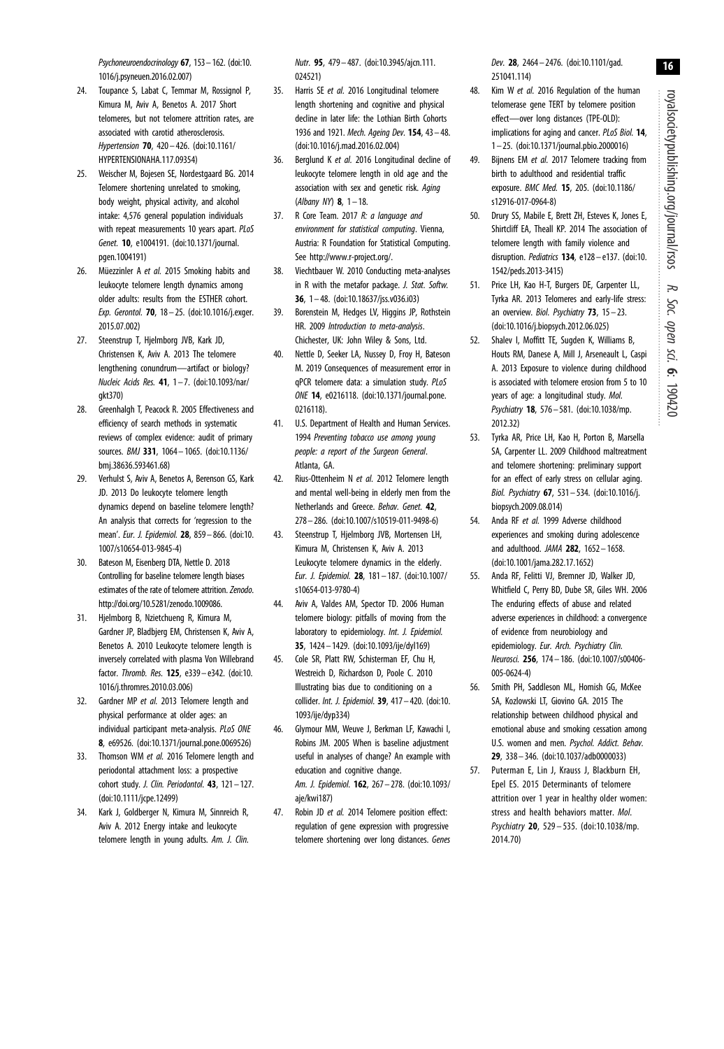Psychoneuroendocrinology **67**, 153–162. (doi:10.1016/j.psyneuen.2016.02.007)

24. Toupance S, Labat C, Temmar M, Rossignol P, Kimura M, Aviv A, Benetos A. 2017 Short telomeres, but not telomere attrition rates, are associated with carotid atherosclerosis. *Hypertension* **70**, 420–426. (doi:10.1161/HYPERTENSIONAHA.117.09354)
25. Weischer M, Bojesen SE, Nordestgaard BG. 2014 Telomere shortening unrelated to smoking, body weight, physical activity, and alcohol intake: 4,576 general population individuals with repeat measurements 10 years apart. *PLoS Genet.* **10**, e1004191. (doi:10.1371/journal.pgen.1004191)
26. Müezzinler A *et al.* 2015 Smoking habits and leukocyte telomere length dynamics among older adults: results from the ESTHER cohort. *Exp. Gerontol.* **70**, 18–25. (doi:10.1016/j.exger.2015.07.002)
27. Steenstrup T, Hjelmborg JVB, Kark JD, Christensen K, Aviv A. 2013 The telomere lengthening conundrum—artifact or biology? *Nucleic Acids Res.* **41**, 1–7. (doi:10.1093/nar/gkt370)
28. Greenhalgh T, Peacock R. 2005 Effectiveness and efficiency of search methods in systematic reviews of complex evidence: audit of primary sources. *BMJ* **331**, 1064–1065. (doi:10.1136/bmj.38636.593461.68)
29. Verhulst S, Aviv A, Benetos A, Berenson GS, Kark JD. 2013 Do leukocyte telomere length dynamics depend on baseline telomere length? An analysis that corrects for 'regression to the mean'. *Eur. J. Epidemiol.* **28**, 859–866. (doi:10.1007/s10654-013-9845-4)
30. Bateson M, Eisenberg DTA, Nettle D. 2018 Controlling for baseline telomere length biases estimates of the rate of telomere attrition. *Zenodo*. http://doi.org/10.5281/zenodo.1009086.
31. Hjelmborg B, Nzietchueng R, Kimura M, Gardner JP, Bladbjerg EM, Christensen K, Aviv A, Benetos A. 2010 Leukocyte telomere length is inversely correlated with plasma Von Willebrand factor. *Thromb. Res.* **125**, e339–e342. (doi:10.1016/j.thromres.2010.03.006)
32. Gardner MP *et al.* 2013 Telomere length and physical performance at older ages: an individual participant meta-analysis. *PLoS ONE* **8**, e69526. (doi:10.1371/journal.pone.0069526)
33. Thomson WM *et al.* 2016 Telomere length and periodontal attachment loss: a prospective cohort study. *J. Clin. Periodontol.* **43**, 121–127. (doi:10.1111/jcpe.12499)
34. Kark J, Goldberger N, Kimura M, Sinnreich R, Aviv A. 2012 Energy intake and leukocyte telomere length in young adults. *Am. J. Clin. Nutr.* **95**, 479–487. (doi:10.3945/ajcn.111.024521)
35. Harris SE *et al.* 2016 Longitudinal telomere length shortening and cognitive and physical decline in later life: the Lothian Birth Cohorts 1936 and 1921. *Mech. Ageing Dev.* **154**, 43–48. (doi:10.1016/j.mad.2016.02.004)
36. Berglund K *et al.* 2016 Longitudinal decline of leukocyte telomere length in old age and the association with sex and genetic risk. *Aging (Albany NY)* **8**, 1–18.
37. R Core Team. 2017 *R: a language and environment for statistical computing*. Vienna, Austria: R Foundation for Statistical Computing. See http://www.r-project.org/.
38. Viechtbauer W. 2010 Conducting meta-analyses in R with the metafor package. *J. Stat. Softw.* **36**, 1–48. (doi:10.18637/jss.v036.i03)
39. Borenstein M, Hedges LV, Higgins JP, Rothstein HR. 2009 *Introduction to meta-analysis*. Chichester, UK: John Wiley & Sons, Ltd.
40. Nettle D, Seeker LA, Nussey D, Froy H, Bateson M. 2019 Consequences of measurement error in qPCR telomere data: a simulation study. *PLoS ONE* **14**, e0216118. (doi:10.1371/journal.pone.0216118).
41. U.S. Department of Health and Human Services. 1994 *Preventing tobacco use among young people: a report of the Surgeon General*. Atlanta, GA.
42. Rius-Ottenheim N *et al.* 2012 Telomere length and mental well-being in elderly men from the Netherlands and Greece. *Behav. Genet.* **42**, 278–286. (doi:10.1007/s10519-011-9498-6)
43. Steenstrup T, Hjelmborg JVB, Mortensen LH, Kimura M, Christensen K, Aviv A. 2013 Leukocyte telomere dynamics in the elderly. *Eur. J. Epidemiol.* **28**, 181–187. (doi:10.1007/s10654-013-9780-4)
44. Aviv A, Valdes AM, Spector TD. 2006 Human telomere biology: pitfalls of moving from the laboratory to epidemiology. *Int. J. Epidemiol.* **35**, 1424–1429. (doi:10.1093/ije/dyl169)
45. Cole SR, Platt RW, Schisterman EF, Chu H, Westreich D, Richardson D, Poole C. 2010 Illustrating bias due to conditioning on a collider. *Int. J. Epidemiol.* **39**, 417–420. (doi:10.1093/ije/dyp334)
46. Glymour MM, Weuve J, Berkman LF, Kawachi I, Robins JM. 2005 When is baseline adjustment useful in analyses of change? An example with education and cognitive change. *Am. J. Epidemiol.* **162**, 267–278. (doi:10.1093/aje/kwi187)
47. Robin JD *et al.* 2014 Telomere position effect: regulation of gene expression with progressive telomere shortening over long distances. *Genes Dev.* **28**, 2464–2476. (doi:10.1101/gad.251041.114)
48. Kim W *et al.* 2016 Regulation of the human telomerase gene TERT by telomere position effect—over long distances (TPE-OLD): implications for aging and cancer. *PLoS Biol.* **14**, 1–25. (doi:10.1371/journal.pbio.2000016)
49. Bijnens EM *et al.* 2017 Telomere tracking from birth to adulthood and residential traffic exposure. *BMC Med.* **15**, 205. (doi:10.1186/s12916-017-0964-8)
50. Drury SS, Mabile E, Brett ZH, Esteves K, Jones E, Shirtcliff EA, Theall KP. 2014 The association of telomere length with family violence and disruption. *Pediatrics* **134**, e128–e137. (doi:10.1542/peds.2013-3415)
51. Price LH, Kao H-T, Burgers DE, Carpenter LL, Tyrka AR. 2013 Telomeres and early-life stress: an overview. *Biol. Psychiatry* **73**, 15–23. (doi:10.1016/j.biopsych.2012.06.025)
52. Shalev I, Moffitt TE, Sugden K, Williams B, Houts RM, Danese A, Mill J, Arseneault L, Caspi A. 2013 Exposure to violence during childhood is associated with telomere erosion from 5 to 10 years of age: a longitudinal study. *Mol. Psychiatry* **18**, 576–581. (doi:10.1038/mp.2012.32)
53. Tyrka AR, Price LH, Kao H, Porton B, Marsella SA, Carpenter LL. 2009 Childhood maltreatment and telomere shortening: preliminary support for an effect of early stress on cellular aging. *Biol. Psychiatry* **67**, 531–534. (doi:10.1016/j.biopsych.2009.08.014)
54. Anda RF *et al.* 1999 Adverse childhood experiences and smoking during adolescence and adulthood. *JAMA* **282**, 1652–1658. (doi:10.1001/jama.282.17.1652)
55. Anda RF, Felitti VJ, Bremner JD, Walker JD, Whitfield C, Perry BD, Dube SR, Giles WH. 2006 The enduring effects of abuse and related adverse experiences in childhood: a convergence of evidence from neurobiology and epidemiology. *Eur. Arch. Psychiatry Clin. Neurosci.* **256**, 174–186. (doi:10.1007/s00406-005-0624-4)
56. Smith PH, Saddleson ML, Homish GG, McKee SA, Kozlowski LT, Giovino GA. 2015 The relationship between childhood physical and emotional abuse and smoking cessation among U.S. women and men. *Psychol. Addict. Behav.* **29**, 338–346. (doi:10.1037/adb0000033)
57. Puterman E, Lin J, Krauss J, Blackburn EH, Epel ES. 2015 Determinants of telomere attrition over 1 year in healthy older women: stress and health behaviors matter. *Mol. Psychiatry* **20**, 529–535. (doi:10.1038/mp.2014.70)